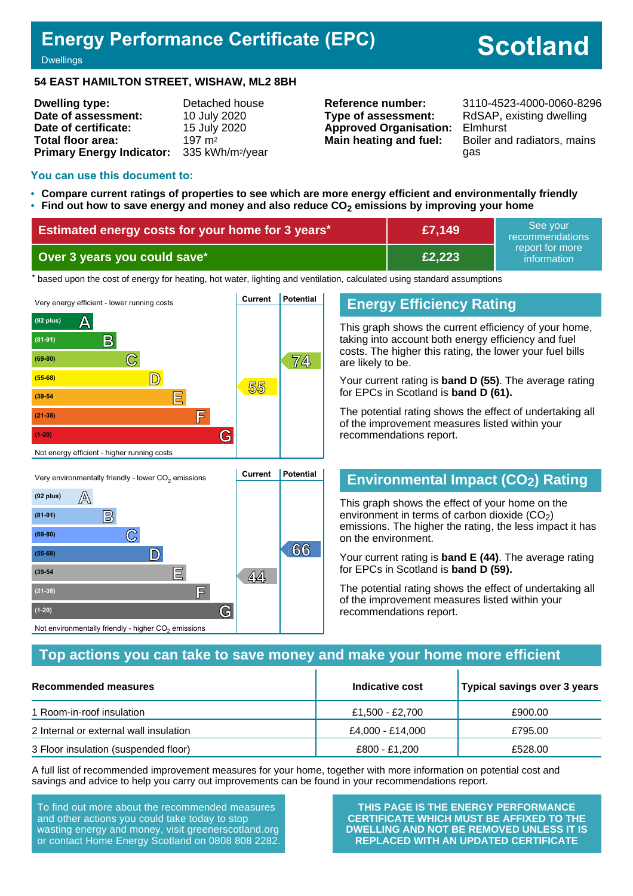# Energy Performance Certificate (EPC)

Dwellings

**Scotland**

## 54 EAST HAMILTON STREET, WISHAW, ML2 8BH

| | |
|---|---|
| **Dwelling type:** | Detached house |
| **Date of assessment:** | 10 July 2020 |
| **Date of certificate:** | 15 July 2020 |
| **Total floor area:** | 197 m² |
| **Primary Energy Indicator:** | 335 kWh/m²/year |

| | |
|---|---|
| **Reference number:** | 3110-4523-4000-0060-8296 |
| **Type of assessment:** | RdSAP, existing dwelling |
| **Approved Organisation:** | Elmhurst |
| **Main heating and fuel:** | Boiler and radiators, mains gas |

### You can use this document to:

- **Compare current ratings of properties to see which are more energy efficient and environmentally friendly**
- **Find out how to save energy and money and also reduce $CO_2$ emissions by improving your home**

| | | |
|---|---|---|
| **Estimated energy costs for your home for 3 years*** | **£7,149** | See your recommendations report for more information |
| **Over 3 years you could save*** | **£2,223** | |

\* based upon the cost of energy for heating, hot water, lighting and ventilation, calculated using standard assumptions

Very energy efficient - lower running costs

| Band | Current | Potential |
|---|---|---|
| (92 plus) A | | |
| (81-91) B | | |
| (69-80) C | | 74 |
| (55-68) D | 55 | |
| (39-54) E | | |
| (21-38) F | | |
| (1-20) G | | |

Not energy efficient - higher running costs

## Energy Efficiency Rating

This graph shows the current efficiency of your home, taking into account both energy efficiency and fuel costs. The higher this rating, the lower your fuel bills are likely to be.

Your current rating is **band D (55)**. The average rating for EPCs in Scotland is **band D (61).**

The potential rating shows the effect of undertaking all of the improvement measures listed within your recommendations report.

Very environmentally friendly - lower $CO_2$ emissions

| Band | Current | Potential |
|---|---|---|
| (92 plus) A | | |
| (81-91) B | | |
| (69-80) C | | |
| (55-68) D | | 66 |
| (39-54) E | 44 | |
| (21-38) F | | |
| (1-20) G | | |

Not environmentally friendly - higher $CO_2$ emissions

## Environmental Impact ($CO_2$) Rating

This graph shows the effect of your home on the environment in terms of carbon dioxide ($CO_2$) emissions. The higher the rating, the less impact it has on the environment.

Your current rating is **band E (44)**. The average rating for EPCs in Scotland is **band D (59).**

The potential rating shows the effect of undertaking all of the improvement measures listed within your recommendations report.

## Top actions you can take to save money and make your home more efficient

| Recommended measures | Indicative cost | Typical savings over 3 years |
|---|---|---|
| 1 Room-in-roof insulation | £1,500 - £2,700 | £900.00 |
| 2 Internal or external wall insulation | £4,000 - £14,000 | £795.00 |
| 3 Floor insulation (suspended floor) | £800 - £1,200 | £528.00 |

A full list of recommended improvement measures for your home, together with more information on potential cost and savings and advice to help you carry out improvements can be found in your recommendations report.

To find out more about the recommended measures and other actions you could take today to stop wasting energy and money, visit greenerscotland.org or contact Home Energy Scotland on 0808 808 2282.

**THIS PAGE IS THE ENERGY PERFORMANCE CERTIFICATE WHICH MUST BE AFFIXED TO THE DWELLING AND NOT BE REMOVED UNLESS IT IS REPLACED WITH AN UPDATED CERTIFICATE**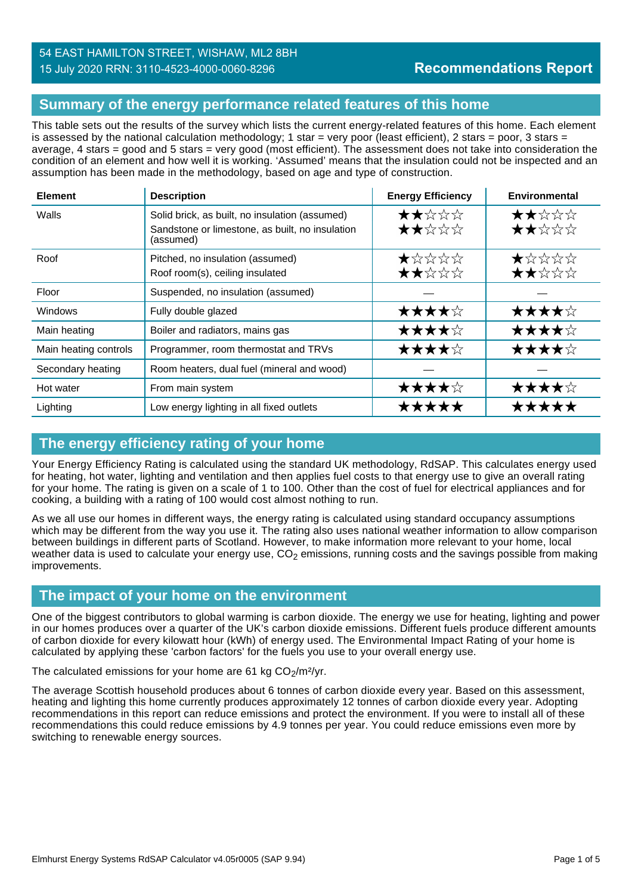54 EAST HAMILTON STREET, WISHAW, ML2 8BH
15 July 2020 RRN: 3110-4523-4000-0060-8296

**Recommendations Report**

## Summary of the energy performance related features of this home

This table sets out the results of the survey which lists the current energy-related features of this home. Each element is assessed by the national calculation methodology; 1 star = very poor (least efficient), 2 stars = poor, 3 stars = average, 4 stars = good and 5 stars = very good (most efficient). The assessment does not take into consideration the condition of an element and how well it is working. 'Assumed' means that the insulation could not be inspected and an assumption has been made in the methodology, based on age and type of construction.

| Element | Description | Energy Efficiency | Environmental |
|---|---|---|---|
| Walls | Solid brick, as built, no insulation (assumed) | ★★☆☆☆ | ★★☆☆☆ |
| | Sandstone or limestone, as built, no insulation (assumed) | ★★☆☆☆ | ★★☆☆☆ |
| Roof | Pitched, no insulation (assumed) | ★☆☆☆☆ | ★☆☆☆☆ |
| | Roof room(s), ceiling insulated | ★★☆☆☆ | ★★☆☆☆ |
| Floor | Suspended, no insulation (assumed) | — | — |
| Windows | Fully double glazed | ★★★★☆ | ★★★★☆ |
| Main heating | Boiler and radiators, mains gas | ★★★★☆ | ★★★★☆ |
| Main heating controls | Programmer, room thermostat and TRVs | ★★★★☆ | ★★★★☆ |
| Secondary heating | Room heaters, dual fuel (mineral and wood) | — | — |
| Hot water | From main system | ★★★★☆ | ★★★★☆ |
| Lighting | Low energy lighting in all fixed outlets | ★★★★★ | ★★★★★ |

## The energy efficiency rating of your home

Your Energy Efficiency Rating is calculated using the standard UK methodology, RdSAP. This calculates energy used for heating, hot water, lighting and ventilation and then applies fuel costs to that energy use to give an overall rating for your home. The rating is given on a scale of 1 to 100. Other than the cost of fuel for electrical appliances and for cooking, a building with a rating of 100 would cost almost nothing to run.

As we all use our homes in different ways, the energy rating is calculated using standard occupancy assumptions which may be different from the way you use it. The rating also uses national weather information to allow comparison between buildings in different parts of Scotland. However, to make information more relevant to your home, local weather data is used to calculate your energy use, $CO_2$ emissions, running costs and the savings possible from making improvements.

## The impact of your home on the environment

One of the biggest contributors to global warming is carbon dioxide. The energy we use for heating, lighting and power in our homes produces over a quarter of the UK's carbon dioxide emissions. Different fuels produce different amounts of carbon dioxide for every kilowatt hour (kWh) of energy used. The Environmental Impact Rating of your home is calculated by applying these 'carbon factors' for the fuels you use to your overall energy use.

The calculated emissions for your home are 61 kg $CO_2$/m²/yr.

The average Scottish household produces about 6 tonnes of carbon dioxide every year. Based on this assessment, heating and lighting this home currently produces approximately 12 tonnes of carbon dioxide every year. Adopting recommendations in this report can reduce emissions and protect the environment. If you were to install all of these recommendations this could reduce emissions by 4.9 tonnes per year. You could reduce emissions even more by switching to renewable energy sources.

Elmhurst Energy Systems RdSAP Calculator v4.05r0005 (SAP 9.94)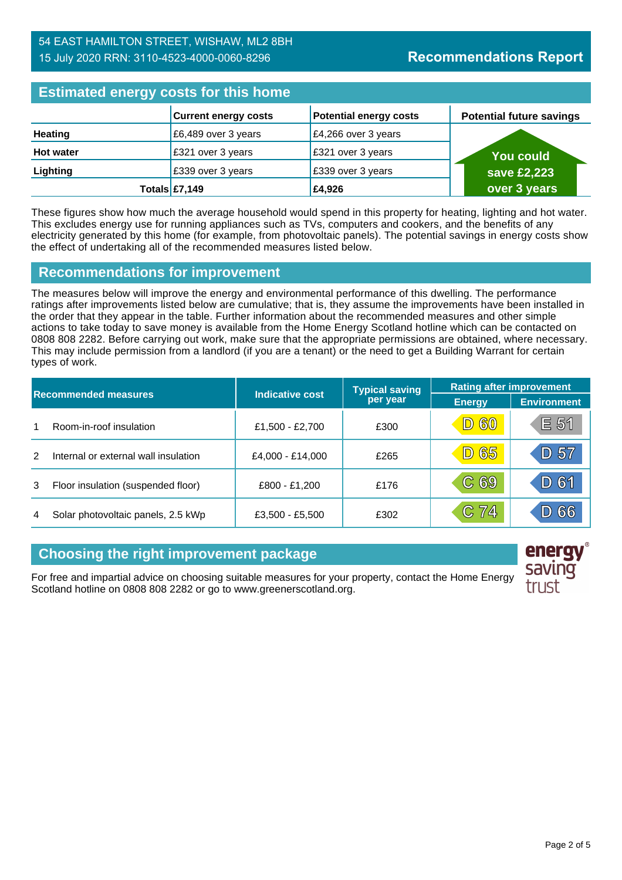54 EAST HAMILTON STREET, WISHAW, ML2 8BH
15 July 2020 RRN: 3110-4523-4000-0060-8296

**Recommendations Report**

## Estimated energy costs for this home

| | Current energy costs | Potential energy costs | Potential future savings |
|---|---|---|---|
| **Heating** | £6,489 over 3 years | £4,266 over 3 years | You could save £2,223 over 3 years |
| **Hot water** | £321 over 3 years | £321 over 3 years | |
| **Lighting** | £339 over 3 years | £339 over 3 years | |
| **Totals** | **£7,149** | **£4,926** | |

These figures show how much the average household would spend in this property for heating, lighting and hot water. This excludes energy use for running appliances such as TVs, computers and cookers, and the benefits of any electricity generated by this home (for example, from photovoltaic panels). The potential savings in energy costs show the effect of undertaking all of the recommended measures listed below.

## Recommendations for improvement

The measures below will improve the energy and environmental performance of this dwelling. The performance ratings after improvements listed below are cumulative; that is, they assume the improvements have been installed in the order that they appear in the table. Further information about the recommended measures and other simple actions to take today to save money is available from the Home Energy Scotland hotline which can be contacted on 0808 808 2282. Before carrying out work, make sure that the appropriate permissions are obtained, where necessary. This may include permission from a landlord (if you are a tenant) or the need to get a Building Warrant for certain types of work.

| | Recommended measures | Indicative cost | Typical saving per year | Rating after improvement | |
|---|---|---|---|---|---|
| | | | | Energy | Environment |
| 1 | Room-in-roof insulation | £1,500 - £2,700 | £300 | D 60 | E 51 |
| 2 | Internal or external wall insulation | £4,000 - £14,000 | £265 | D 65 | D 57 |
| 3 | Floor insulation (suspended floor) | £800 - £1,200 | £176 | C 69 | D 61 |
| 4 | Solar photovoltaic panels, 2.5 kWp | £3,500 - £5,500 | £302 | C 74 | D 66 |

## Choosing the right improvement package

For free and impartial advice on choosing suitable measures for your property, contact the Home Energy Scotland hotline on 0808 808 2282 or go to www.greenerscotland.org.

energy saving trust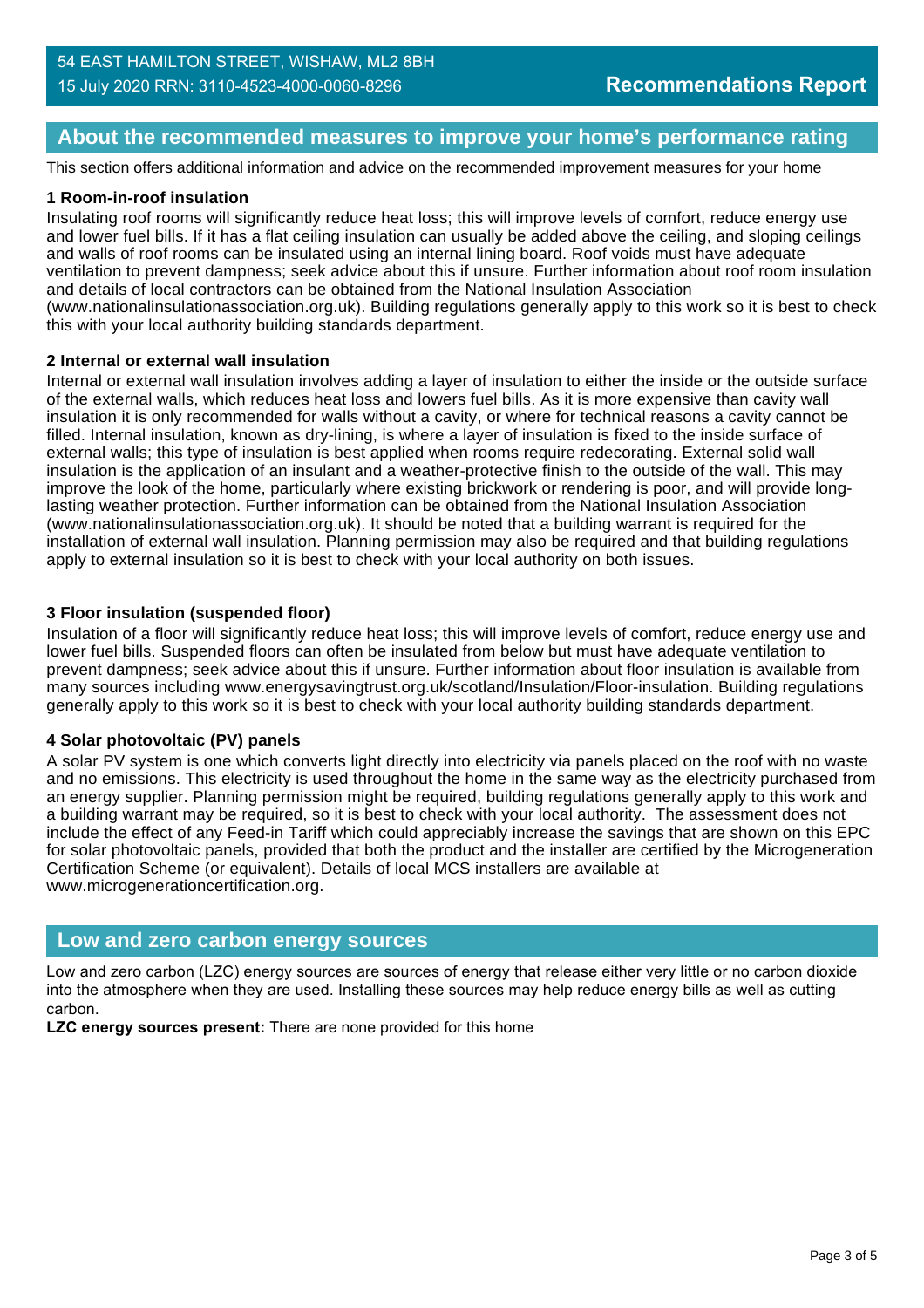## About the recommended measures to improve your home's performance rating

This section offers additional information and advice on the recommended improvement measures for your home

**1 Room-in-roof insulation**

Insulating roof rooms will significantly reduce heat loss; this will improve levels of comfort, reduce energy use and lower fuel bills. If it has a flat ceiling insulation can usually be added above the ceiling, and sloping ceilings and walls of roof rooms can be insulated using an internal lining board. Roof voids must have adequate ventilation to prevent dampness; seek advice about this if unsure. Further information about roof room insulation and details of local contractors can be obtained from the National Insulation Association (www.nationalinsulationassociation.org.uk). Building regulations generally apply to this work so it is best to check this with your local authority building standards department.

**2 Internal or external wall insulation**

Internal or external wall insulation involves adding a layer of insulation to either the inside or the outside surface of the external walls, which reduces heat loss and lowers fuel bills. As it is more expensive than cavity wall insulation it is only recommended for walls without a cavity, or where for technical reasons a cavity cannot be filled. Internal insulation, known as dry-lining, is where a layer of insulation is fixed to the inside surface of external walls; this type of insulation is best applied when rooms require redecorating. External solid wall insulation is the application of an insulant and a weather-protective finish to the outside of the wall. This may improve the look of the home, particularly where existing brickwork or rendering is poor, and will provide long-lasting weather protection. Further information can be obtained from the National Insulation Association (www.nationalinsulationassociation.org.uk). It should be noted that a building warrant is required for the installation of external wall insulation. Planning permission may also be required and that building regulations apply to external insulation so it is best to check with your local authority on both issues.

**3 Floor insulation (suspended floor)**

Insulation of a floor will significantly reduce heat loss; this will improve levels of comfort, reduce energy use and lower fuel bills. Suspended floors can often be insulated from below but must have adequate ventilation to prevent dampness; seek advice about this if unsure. Further information about floor insulation is available from many sources including www.energysavingtrust.org.uk/scotland/Insulation/Floor-insulation. Building regulations generally apply to this work so it is best to check with your local authority building standards department.

**4 Solar photovoltaic (PV) panels**

A solar PV system is one which converts light directly into electricity via panels placed on the roof with no waste and no emissions. This electricity is used throughout the home in the same way as the electricity purchased from an energy supplier. Planning permission might be required, building regulations generally apply to this work and a building warrant may be required, so it is best to check with your local authority. The assessment does not include the effect of any Feed-in Tariff which could appreciably increase the savings that are shown on this EPC for solar photovoltaic panels, provided that both the product and the installer are certified by the Microgeneration Certification Scheme (or equivalent). Details of local MCS installers are available at www.microgenerationcertification.org.

## Low and zero carbon energy sources

Low and zero carbon (LZC) energy sources are sources of energy that release either very little or no carbon dioxide into the atmosphere when they are used. Installing these sources may help reduce energy bills as well as cutting carbon.

**LZC energy sources present:** There are none provided for this home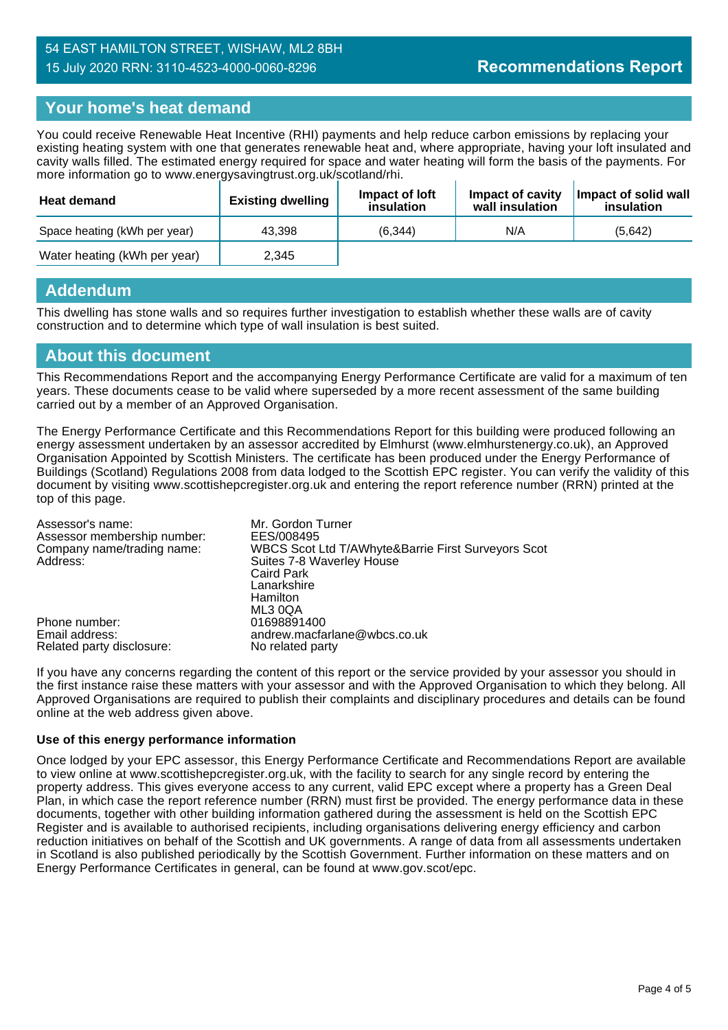54 EAST HAMILTON STREET, WISHAW, ML2 8BH
15 July 2020 RRN: 3110-4523-4000-0060-8296

**Recommendations Report**

## Your home's heat demand

You could receive Renewable Heat Incentive (RHI) payments and help reduce carbon emissions by replacing your existing heating system with one that generates renewable heat and, where appropriate, having your loft insulated and cavity walls filled. The estimated energy required for space and water heating will form the basis of the payments. For more information go to www.energysavingtrust.org.uk/scotland/rhi.

| Heat demand | Existing dwelling | Impact of loft insulation | Impact of cavity wall insulation | Impact of solid wall insulation |
|---|---|---|---|---|
| Space heating (kWh per year) | 43,398 | (6,344) | N/A | (5,642) |
| Water heating (kWh per year) | 2,345 | | | |

## Addendum

This dwelling has stone walls and so requires further investigation to establish whether these walls are of cavity construction and to determine which type of wall insulation is best suited.

## About this document

This Recommendations Report and the accompanying Energy Performance Certificate are valid for a maximum of ten years. These documents cease to be valid where superseded by a more recent assessment of the same building carried out by a member of an Approved Organisation.

The Energy Performance Certificate and this Recommendations Report for this building were produced following an energy assessment undertaken by an assessor accredited by Elmhurst (www.elmhurstenergy.co.uk), an Approved Organisation Appointed by Scottish Ministers. The certificate has been produced under the Energy Performance of Buildings (Scotland) Regulations 2008 from data lodged to the Scottish EPC register. You can verify the validity of this document by visiting www.scottishepcregister.org.uk and entering the report reference number (RRN) printed at the top of this page.

| | |
|---|---|
| Assessor's name: | Mr. Gordon Turner |
| Assessor membership number: | EES/008495 |
| Company name/trading name: | WBCS Scot Ltd T/AWhyte&Barrie First Surveyors Scot |
| Address: | Suites 7-8 Waverley House<br>Caird Park<br>Lanarkshire<br>Hamilton<br>ML3 0QA |
| Phone number: | 01698891400 |
| Email address: | andrew.macfarlane@wbcs.co.uk |
| Related party disclosure: | No related party |

If you have any concerns regarding the content of this report or the service provided by your assessor you should in the first instance raise these matters with your assessor and with the Approved Organisation to which they belong. All Approved Organisations are required to publish their complaints and disciplinary procedures and details can be found online at the web address given above.

**Use of this energy performance information**

Once lodged by your EPC assessor, this Energy Performance Certificate and Recommendations Report are available to view online at www.scottishepcregister.org.uk, with the facility to search for any single record by entering the property address. This gives everyone access to any current, valid EPC except where a property has a Green Deal Plan, in which case the report reference number (RRN) must first be provided. The energy performance data in these documents, together with other building information gathered during the assessment is held on the Scottish EPC Register and is available to authorised recipients, including organisations delivering energy efficiency and carbon reduction initiatives on behalf of the Scottish and UK governments. A range of data from all assessments undertaken in Scotland is also published periodically by the Scottish Government. Further information on these matters and on Energy Performance Certificates in general, can be found at www.gov.scot/epc.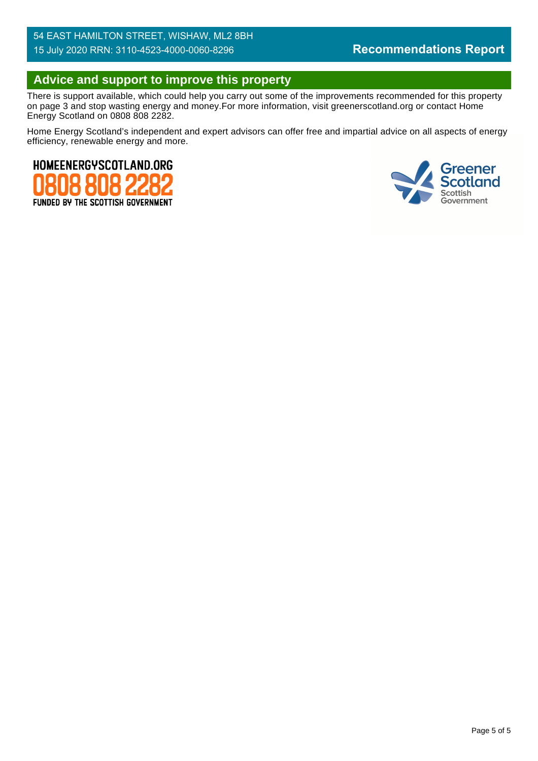## Advice and support to improve this property

There is support available, which could help you carry out some of the improvements recommended for this property on page 3 and stop wasting energy and money.For more information, visit greenerscotland.org or contact Home Energy Scotland on 0808 808 2282.

Home Energy Scotland's independent and expert advisors can offer free and impartial advice on all aspects of energy efficiency, renewable energy and more.

HOMEENERGYSCOTLAND.ORG
0808 808 2282
FUNDED BY THE SCOTTISH GOVERNMENT

Greener Scotland
Scottish Government